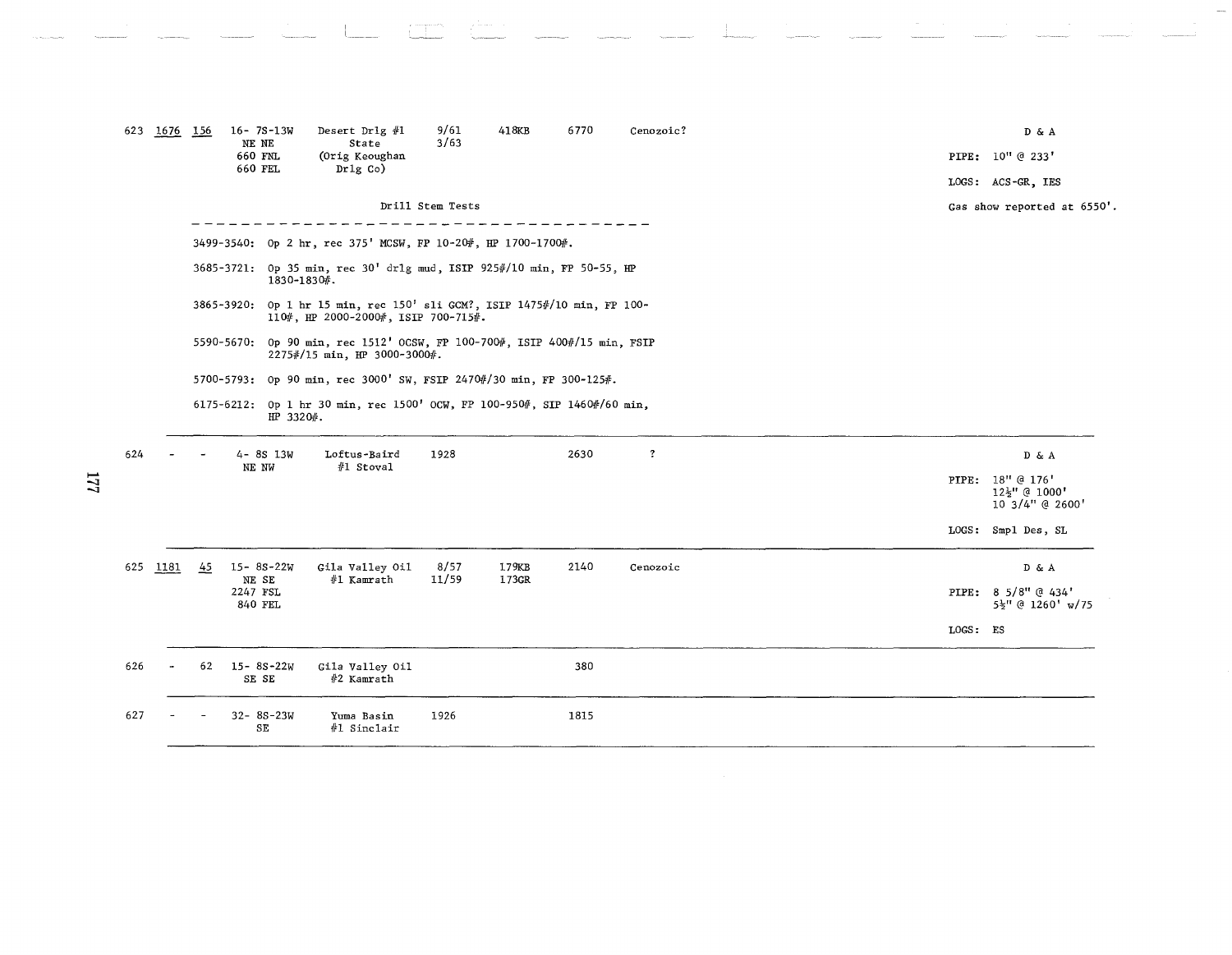| No. | | | Location | Operator / Well | Dates | Elev. | Depth | Formation | Remarks |
|---|---|---|---|---|---|---|---|---|---|
| 623 | 1676 | 156 | 16- 7S-13W NE NE 660 FNL 660 FEL | Desert Drlg #1 State (Orig Keoughan Drlg Co) | 9/61 3/63 | 418KB | 6770 | Cenozoic? | D & A<br>PIPE: 10" @ 233'<br>LOGS: ACS-GR, IES<br>Gas show reported at 6550'. |

Drill Stem Tests

3499-3540: Op 2 hr, rec 375' MCSW, FP 10-20#, HP 1700-1700#.

3685-3721: Op 35 min, rec 30' drlg mud, ISIP 925#/10 min, FP 50-55, HP 1830-1830#.

3865-3920: Op 1 hr 15 min, rec 150' sli GCM?, ISIP 1475#/10 min, FP 100-110#, HP 2000-2000#, ISIP 700-715#.

5590-5670: Op 90 min, rec 1512' OCSW, FP 100-700#, ISIP 400#/15 min, FSIP 2275#/15 min, HP 3000-3000#.

5700-5793: Op 90 min, rec 3000' SW, FSIP 2470#/30 min, FP 300-125#.

6175-6212: Op 1 hr 30 min, rec 1500' OCW, FP 100-950#, SIP 1460#/60 min, HP 3320#.

| No. | | | Location | Operator / Well | Dates | Elev. | Depth | Formation | Remarks |
|---|---|---|---|---|---|---|---|---|---|
| 624 | - | - | 4- 8S 13W NE NW | Loftus-Baird #1 Stoval | 1928 | | 2630 | ? | D & A<br>PIPE: 18" @ 176'<br>12½" @ 1000'<br>10 3/4" @ 2600'<br>LOGS: Smpl Des, SL |
| 625 | 1181 | 45 | 15- 8S-22W NE SE 2247 FSL 840 FEL | Gila Valley Oil #1 Kamrath | 8/57 11/59 | 179KB 173GR | 2140 | Cenozoic | D & A<br>PIPE: 8 5/8" @ 434'<br>5½" @ 1260' w/75<br>LOGS: ES |
| 626 | - | 62 | 15- 8S-22W SE SE | Gila Valley Oil #2 Kamrath | | | 380 | | |
| 627 | - | - | 32- 8S-23W SE | Yuma Basin #1 Sinclair | 1926 | | 1815 | | |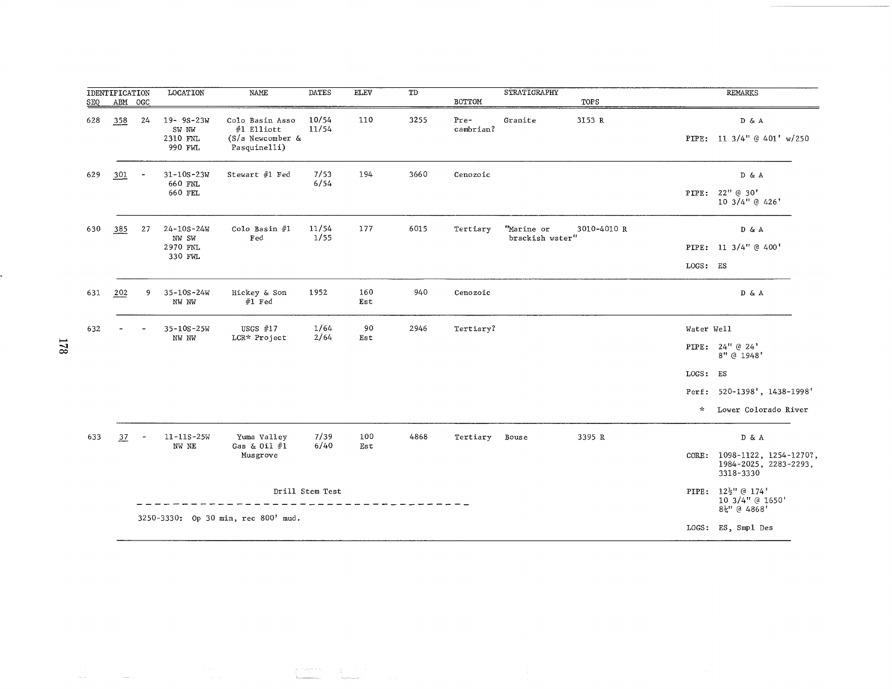| IDENTIFICATION | | | LOCATION | NAME | DATES | ELEV | TD | STRATIGRAPHY | | | REMARKS |
|---|---|---|---|---|---|---|---|---|---|---|---|
| SEQ | ABM | OGC | | | | | | BOTTOM | | TOPS | |
| 628 | 358 | 24 | 19- 9S-23W SW NW 2310 FNL 990 FWL | Colo Basin Asso #1 Elliott (S/a Newcomber & Pasquinelli) | 10/54 11/54 | 110 | 3255 | Pre-cambrian? | Granite | 3153 R | D & A<br>PIPE: 11 3/4" @ 401' w/250 |
| 629 | 301 | - | 31-10S-23W 660 FNL 660 FEL | Stewart #1 Fed | 7/53 6/54 | 194 | 3660 | Cenozoic | | | D & A<br>PIPE: 22" @ 30'<br>10 3/4" @ 426' |
| 630 | 385 | 27 | 24-10S-24W NW SW 2970 FNL 330 FWL | Colo Basin #1 Fed | 11/54 1/55 | 177 | 6015 | Tertiary | "Marine or brackish water" | 3010-4010 R | D & A<br>PIPE: 11 3/4" @ 400'<br>LOGS: ES |
| 631 | 202 | 9 | 35-10S-24W NW NW | Hickey & Son #1 Fed | 1952 | 160 Est | 940 | Cenozoic | | | D & A |
| 632 | - | - | 35-10S-25W NW NW | USGS #17 LCR* Project | 1/64 2/64 | 90 Est | 2946 | Tertiary? | | | Water Well<br>PIPE: 24" @ 24'<br>8" @ 1948'<br>LOGS: ES<br>Perf: 520-1398', 1438-1998'<br>* Lower Colorado River |
| 633 | 37 | - | 11-11S-25W NW NE | Yuma Valley Gas & Oil #1 Musgrove | 7/39 6/40 | 100 Est | 4868 | Tertiary | Bouse | 3395 R | D & A<br>CORE: 1098-1122, 1254-1270?, 1984-2025, 2283-2293, 3318-3330<br>PIPE: 12½" @ 174'<br>10 3/4" @ 1650'<br>8½" @ 4868'<br>LOGS: ES, Smpl Des |

Drill Stem Test (633):

3250-3330: Op 30 min, rec 800' mud.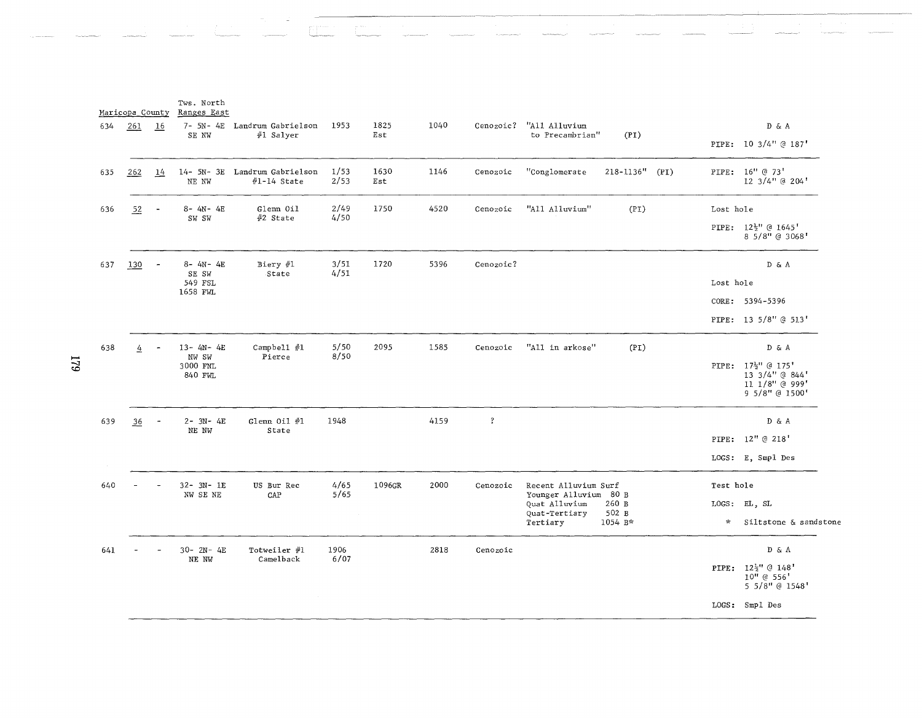| Maricopa County | | | Tws. North Ranges East | | | | | | | |
|---|---|---|---|---|---|---|---|---|---|---|
| 634 | 261 | 16 | 7- 5N- 4E SE NW | Landrum Gabrielson #1 Salyer | 1953 | 1825 Est | 1040 | Cenozoic? | "All Alluvium to Precambrian" (PI) | D & A<br>PIPE: 10 3/4" @ 187' |
| 635 | 262 | 14 | 14- 5N- 3E NE NW | Landrum Gabrielson #1-14 State | 1/53 2/53 | 1630 Est | 1146 | Cenozoic | "Conglomerate 218-1136" (PI) | PIPE: 16" @ 73'<br>12 3/4" @ 204' |
| 636 | 52 | - | 8- 4N- 4E SW SW | Glenn Oil #2 State | 2/49 4/50 | 1750 | 4520 | Cenozoic | "All Alluvium" (PI) | Lost hole<br>PIPE: 12½" @ 1645'<br>8 5/8" @ 3068' |
| 637 | 130 | - | 8- 4N- 4E SE SW 549 FSL 1658 FWL | Biery #1 State | 3/51 4/51 | 1720 | 5396 | Cenozoic? | | D & A<br>Lost hole<br>CORE: 5394-5396<br>PIPE: 13 5/8" @ 513' |
| 638 | 4 | - | 13- 4N- 4E NW SW 3000 FNL 840 FWL | Campbell #1 Pierce | 5/50 8/50 | 2095 | 1585 | Cenozoic | "All in arkose" (PI) | D & A<br>PIPE: 17½" @ 175'<br>13 3/4" @ 844'<br>11 1/8" @ 999'<br>9 5/8" @ 1500' |
| 639 | 36 | - | 2- 3N- 4E NE NW | Glenn Oil #1 State | 1948 | | 4159 | ? | | D & A<br>PIPE: 12" @ 218'<br>LOGS: E, Smpl Des |
| 640 | - | - | 32- 3N- 1E NW SE NE | US Bur Rec CAP | 4/65 5/65 | 1096GR | 2000 | Cenozoic | Recent Alluvium Surf<br>Younger Alluvium 80 B<br>Quat Alluvium 260 B<br>Quat-Tertiary 502 B<br>Tertiary 1054 B* | Test hole<br>LOGS: EL, SL<br>* Siltstone & sandstone |
| 641 | - | - | 30- 2N- 4E NE NW | Totweiler #1 Camelback | 1906 6/07 | | 2818 | Cenozoic | | D & A<br>PIPE: 12½" @ 148'<br>10" @ 556'<br>5 5/8" @ 1548'<br>LOGS: Smpl Des |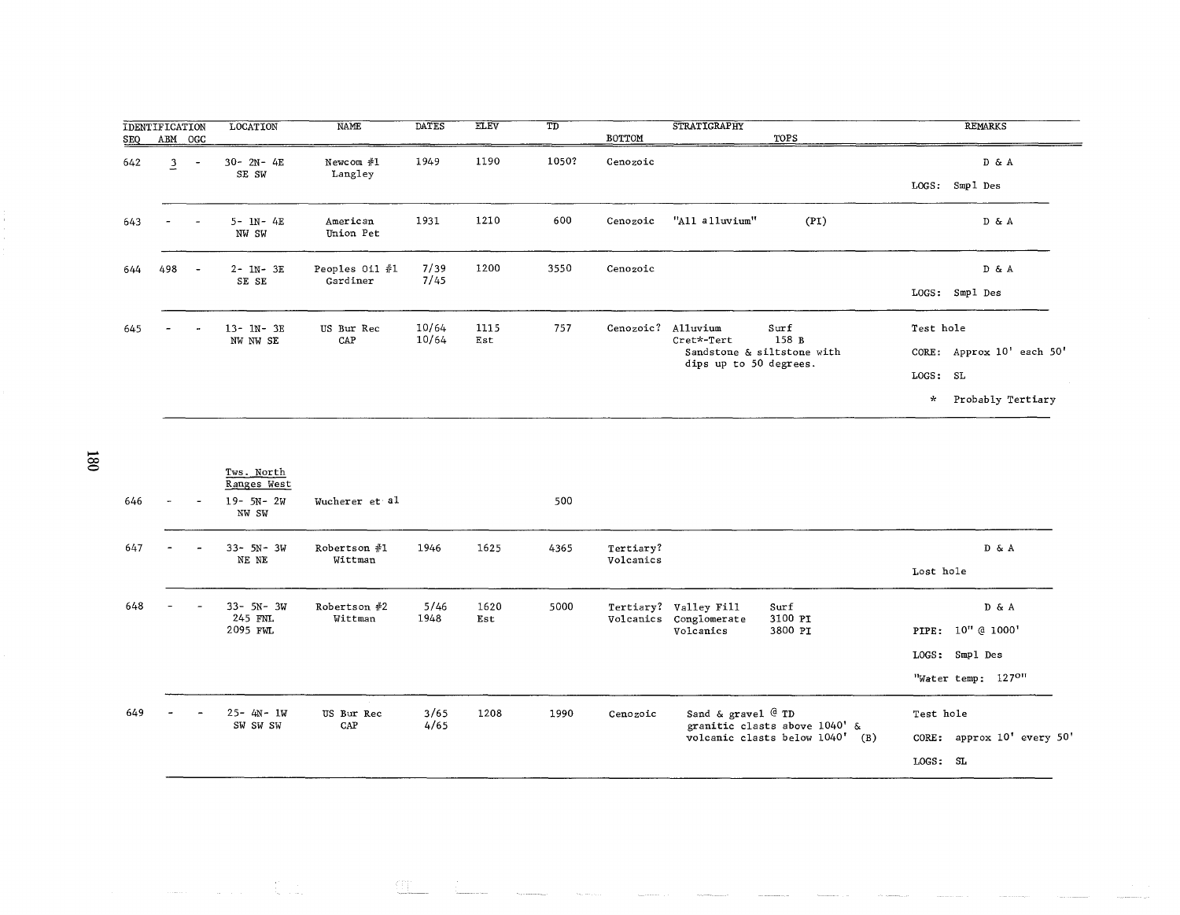| IDENTIFICATION | | | LOCATION | NAME | DATES | ELEV | TD | STRATIGRAPHY | | | REMARKS |
|---|---|---|---|---|---|---|---|---|---|---|---|
| SEQ | ABM | OGC | | | | | | BOTTOM | | TOPS | |
| 642 | 3 | - | 30- 2N- 4E SE SW | Newcom #1 Langley | 1949 | 1190 | 1050? | Cenozoic | | | D & A; LOGS: Smpl Des |
| 643 | - | - | 5- 1N- 4E NW SW | American Union Pet | 1931 | 1210 | 600 | Cenozoic | "All alluvium" | (PI) | D & A |
| 644 | 498 | - | 2- 1N- 3E SE SE | Peoples Oil #1 Gardiner | 7/39 7/45 | 1200 | 3550 | Cenozoic | | | D & A; LOGS: Smpl Des |
| 645 | - | - | 13- 1N- 3E NW NW SE | US Bur Rec CAP | 10/64 10/64 | 1115 Est | 757 | Cenozoic? | Alluvium; Cret*-Tert; Sandstone & siltstone with dips up to 50 degrees. | Surf; 158 B | Test hole; CORE: Approx 10' each 50'; LOGS: SL; * Probably Tertiary |
| | | | Tws. North Ranges West | | | | | | | | |
| 646 | - | - | 19- 5N- 2W NW SW | Wucherer et al | | | 500 | | | | |
| 647 | - | - | 33- 5N- 3W NE NE | Robertson #1 Wittman | 1946 | 1625 | 4365 | Tertiary? Volcanics | | | D & A; Lost hole |
| 648 | - | - | 33- 5N- 3W 245 FNL 2095 FWL | Robertson #2 Wittman | 5/46 1948 | 1620 Est | 5000 | Tertiary? Volcanics | Valley Fill; Conglomerate; Volcanics | Surf; 3100 PI; 3800 PI | D & A; PIPE: 10" @ 1000'; LOGS: Smpl Des; "Water temp: 127°" |
| 649 | - | - | 25- 4N- 1W SW SW SW | US Bur Rec CAP | 3/65 4/65 | 1208 | 1990 | Cenozoic | Sand & gravel @ TD granitic clasts above 1040' & volcanic clasts below 1040' (B) | | Test hole; CORE: approx 10' every 50'; LOGS: SL |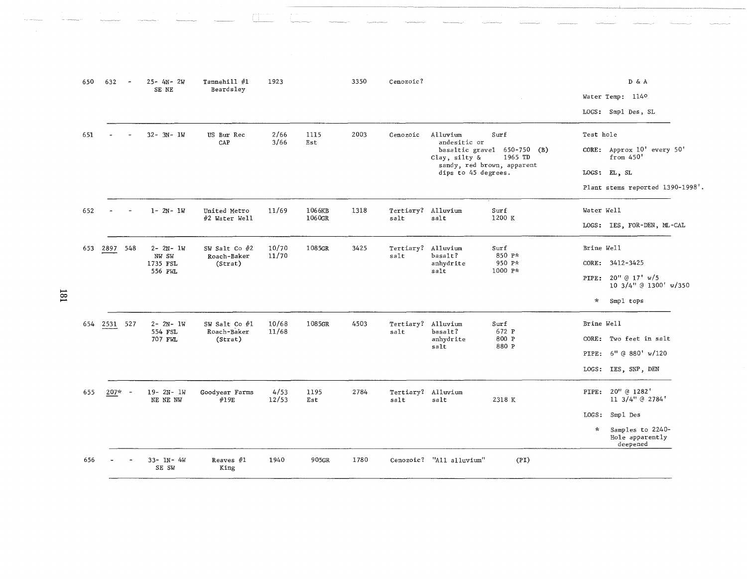| | | | | | | | | | | | |
|---|---|---|---|---|---|---|---|---|---|---|---|
| 650 | 632 | - | 25- 4N- 2W SE NE | Tannehill #1 Beardsley | 1923 | | 3350 | Cenozoic? | | | D & A<br>Water Temp: 114°<br>LOGS: Smpl Des, SL |
| 651 | - | - | 32- 3N- 1W | US Bur Rec CAP | 2/66 3/66 | 1115 Est | 2003 | Cenozoic | Alluvium<br>andesitic or basaltic gravel<br>Clay, silty & sandy, red brown, apparent dips to 45 degrees. | Surf<br>650-750 (B)<br>1965 TD | Test hole<br>CORE: Approx 10' every 50' from 450'<br>LOGS: EL, SL<br>Plant stems reported 1390-1998'. |
| 652 | - | - | 1- 2N- 1W | United Metro #2 Water Well | 11/69 | 1066KB 1060GR | 1318 | Tertiary? salt | Alluvium<br>salt | Surf<br>1200 K | Water Well<br>LOGS: IES, FOR-DEN, ML-CAL |
| 653 | 2897 | 548 | 2- 2N- 1W NW SW 1735 FSL 556 FWL | SW Salt Co #2 Roach-Baker (Strat) | 10/70 11/70 | 1085GR | 3425 | Tertiary? salt | Alluvium<br>basalt?<br>anhydrite<br>salt | Surf<br>850 P*<br>950 P*<br>1000 P* | Brine Well<br>CORE: 3412-3425<br>PIPE: 20" @ 17' w/5<br>10 3/4" @ 1300' w/350<br>* Smpl tops |
| 654 | 2531 | 527 | 2- 2N- 1W 554 FSL 707 FWL | SW Salt Co #1 Roach-Baker (Strat) | 10/68 11/68 | 1085GR | 4503 | Tertiary? salt | Alluvium<br>basalt?<br>anhydrite<br>salt | Surf<br>672 P<br>800 P<br>880 P | Brine Well<br>CORE: Two feet in salt<br>PIPE: 6" @ 880' w/120<br>LOGS: IES, SNP, DEN |
| 655 | 207* | - | 19- 2N- 1W NE NE NW | Goodyear Farms #19E | 4/53 12/53 | 1195 Est | 2784 | Tertiary? salt | Alluvium<br>salt | <br>2318 K | PIPE: 20" @ 1282'<br>11 3/4" @ 2784'<br>LOGS: Smpl Des<br>* Samples to 2240- Hole apparently deepened |
| 656 | - | - | 33- 1N- 4W SE SW | Reaves #1 King | 1940 | 905GR | 1780 | Cenozoic? | "All alluvium" | (PI) | |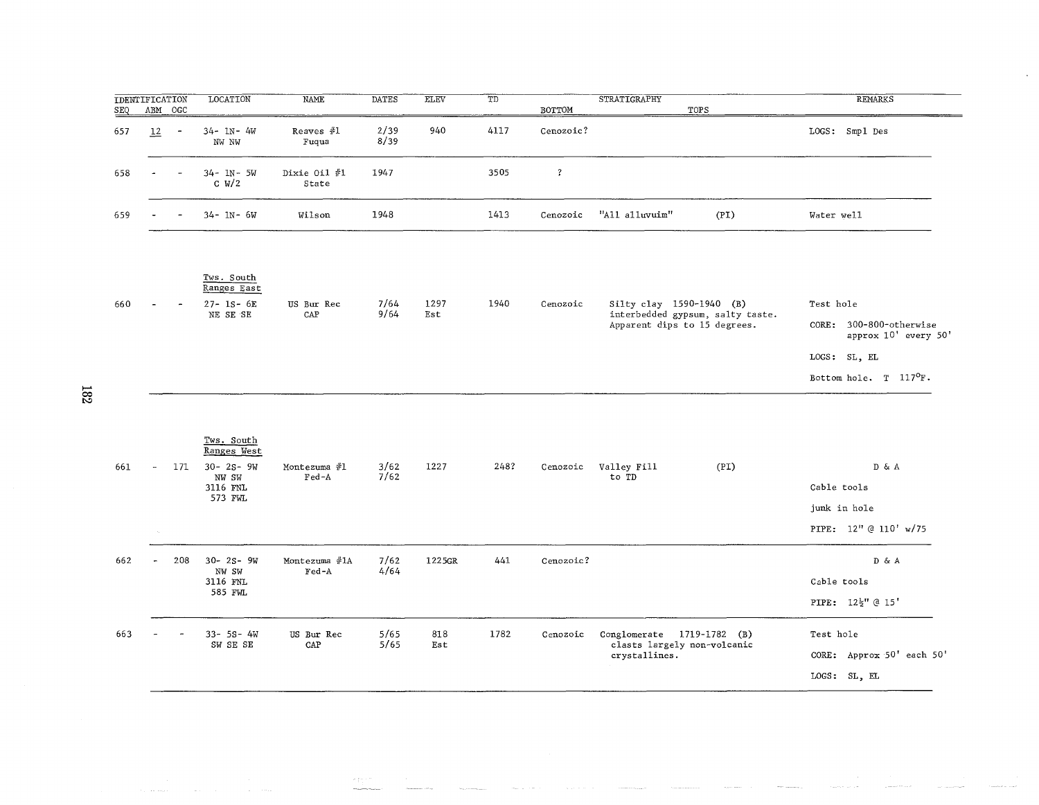| IDENTIFICATION SEQ | ABM | OGC | LOCATION | NAME | DATES | ELEV | TD | BOTTOM | STRATIGRAPHY TOPS | REMARKS |
|---|---|---|---|---|---|---|---|---|---|---|
| 657 | 12 | - | 34- 1N- 4W NW NW | Reaves #1 Fuqua | 2/39 8/39 | 940 | 4117 | Cenozoic? | | LOGS: Smpl Des |
| 658 | - | - | 34- 1N- 5W C W/2 | Dixie Oil #1 State | 1947 | | 3505 | ? | | |
| 659 | - | - | 34- 1N- 6W | Wilson | 1948 | | 1413 | Cenozoic | "All alluvuim" (PI) | Water well |
| | | | Tws. South Ranges East | | | | | | | |
| 660 | - | - | 27- 1S- 6E NE SE SE | US Bur Rec CAP | 7/64 9/64 | 1297 Est | 1940 | Cenozoic | Silty clay 1590-1940 (B) interbedded gypsum, salty taste. Apparent dips to 15 degrees. | Test hole<br>CORE: 300-800-otherwise approx 10' every 50'<br>LOGS: SL, EL<br>Bottom hole. T 117°F. |
| | | | Tws. South Ranges West | | | | | | | |
| 661 | - | 171 | 30- 2S- 9W NW SW 3116 FNL 573 FWL | Montezuma #1 Fed-A | 3/62 7/62 | 1227 | 248? | Cenozoic | Valley Fill to TD (PI) | D & A<br>Cable tools<br>junk in hole<br>PIPE: 12" @ 110' w/75 |
| 662 | - | 208 | 30- 2S- 9W NW SW 3116 FNL 585 FWL | Montezuma #1A Fed-A | 7/62 4/64 | 1225GR | 441 | Cenozoic? | | D & A<br>Cable tools<br>PIPE: 12½" @ 15' |
| 663 | - | - | 33- 5S- 4W SW SE SE | US Bur Rec CAP | 5/65 5/65 | 818 Est | 1782 | Cenozoic | Conglomerate 1719-1782 (B) clasts largely non-volcanic crystallines. | Test hole<br>CORE: Approx 50' each 50'<br>LOGS: SL, EL |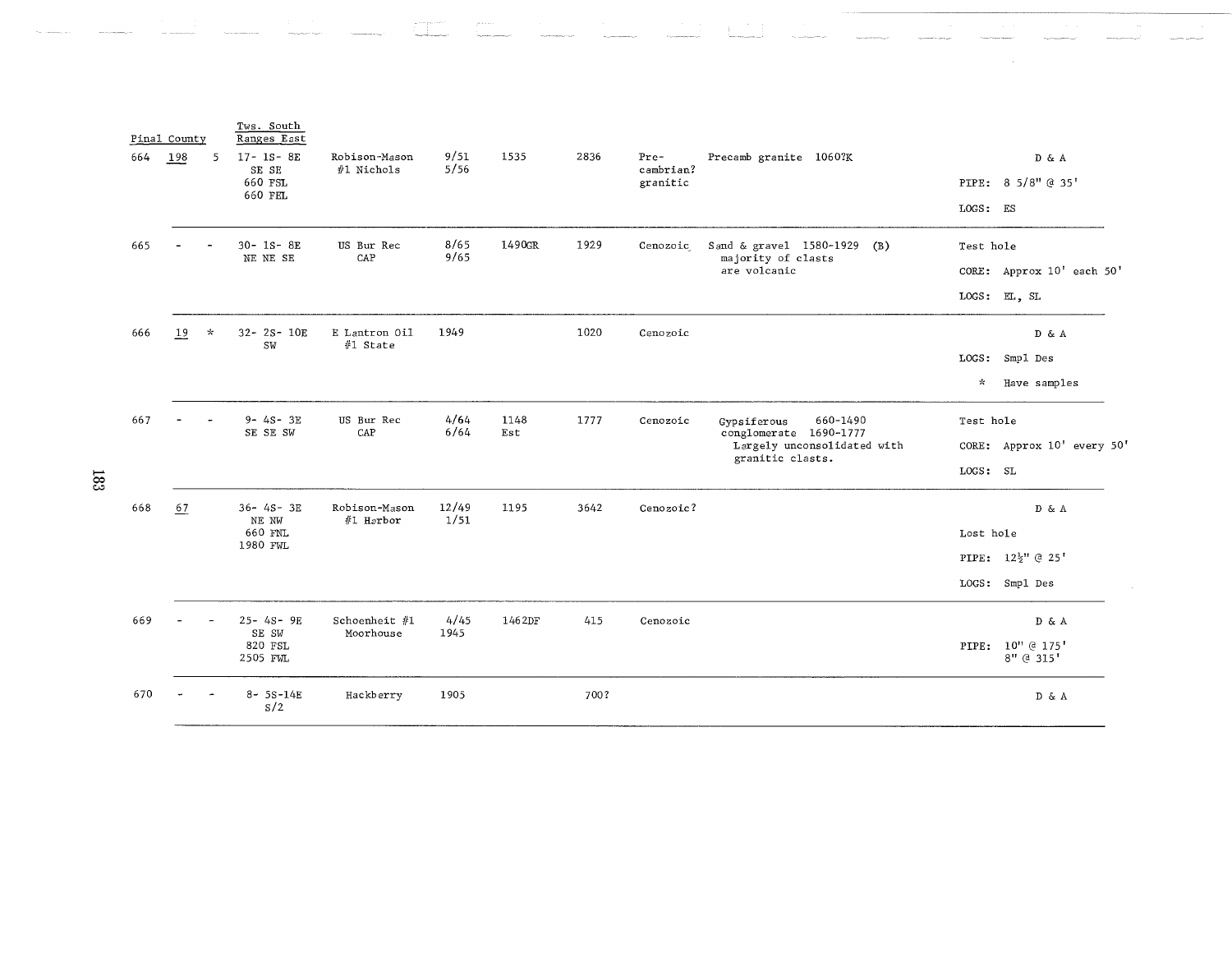| Pinal County | | | Tws. South Ranges East | | | | | | | |
|---|---|---|---|---|---|---|---|---|---|---|
| 664 | 198 | 5 | 17- 1S- 8E SE SE 660 FSL 660 FEL | Robison-Mason #1 Nichols | 9/51 5/56 | 1535 | 2836 | Pre-cambrian? granitic | Precamb granite 1060?K | D & A<br>PIPE: 8 5/8" @ 35'<br>LOGS: ES |
| 665 | - | - | 30- 1S- 8E NE NE SE | US Bur Rec CAP | 8/65 9/65 | 1490GR | 1929 | Cenozoic | Sand & gravel 1580-1929 (B) majority of clasts are volcanic | Test hole<br>CORE: Approx 10' each 50'<br>LOGS: EL, SL |
| 666 | 19 | * | 32- 2S- 10E SW | E Lantron Oil #1 State | 1949 | | 1020 | Cenozoic | | D & A<br>LOGS: Smpl Des<br>* Have samples |
| 667 | - | - | 9- 4S- 3E SE SE SW | US Bur Rec CAP | 4/64 6/64 | 1148 Est | 1777 | Cenozoic | Gypsiferous 660-1490 conglomerate 1690-1777 Largely unconsolidated with granitic clasts. | Test hole<br>CORE: Approx 10' every 50'<br>LOGS: SL |
| 668 | 67 | | 36- 4S- 3E NE NW 660 FNL 1980 FWL | Robison-Mason #1 Harbor | 12/49 1/51 | 1195 | 3642 | Cenozoic? | | D & A<br>Lost hole<br>PIPE: 12½" @ 25'<br>LOGS: Smpl Des |
| 669 | - | - | 25- 4S- 9E SE SW 820 FSL 2505 FWL | Schoenheit #1 Moorhouse | 4/45 1945 | 1462DF | 415 | Cenozoic | | D & A<br>PIPE: 10" @ 175' 8" @ 315' |
| 670 | - | - | 8- 5S-14E S/2 | Hackberry | 1905 | | 700? | | | D & A |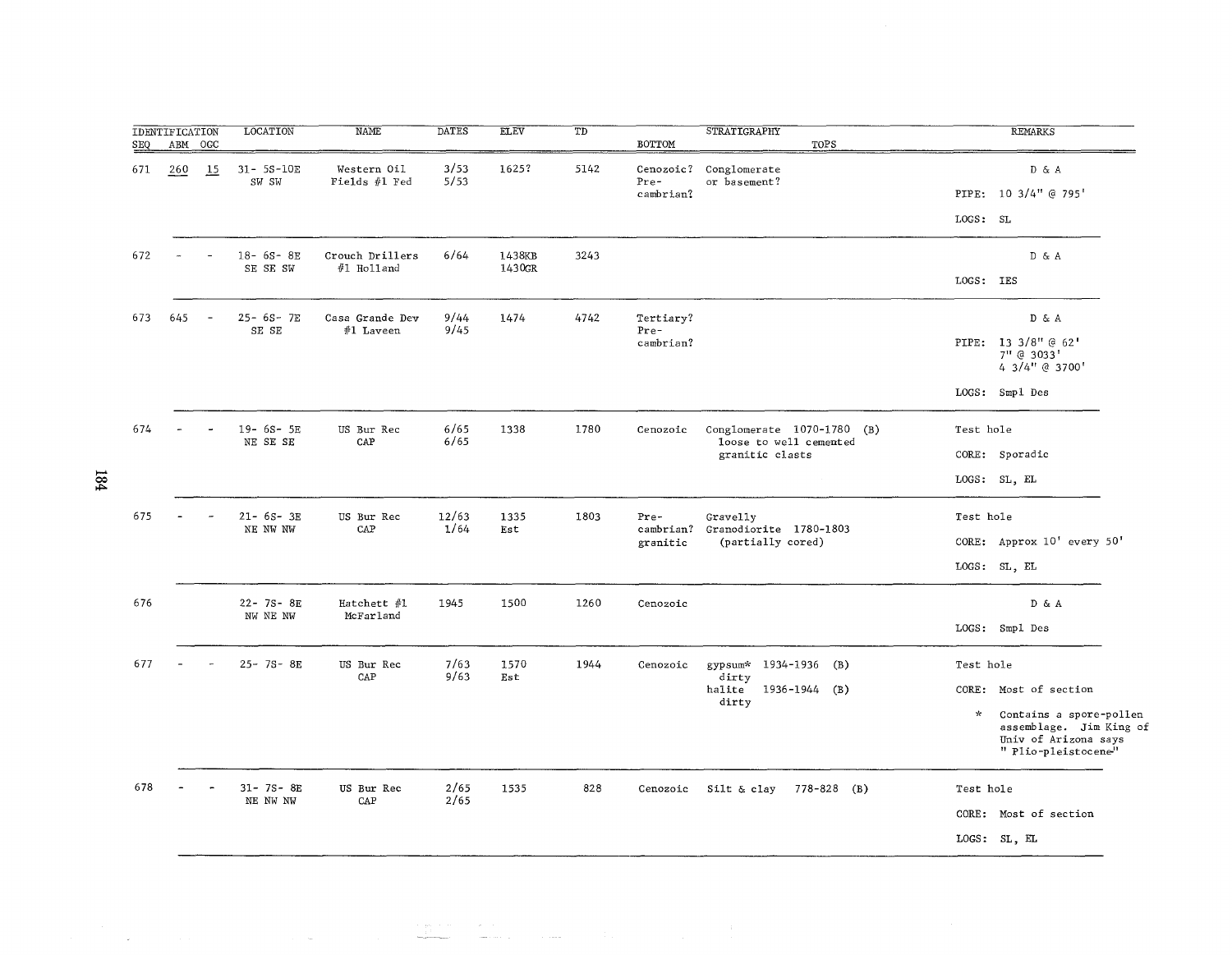| IDENTIFICATION | | | LOCATION | NAME | DATES | ELEV | TD | STRATIGRAPHY | | REMARKS |
|---|---|---|---|---|---|---|---|---|---|---|
| SEQ | ABM | OGC | | | | | | BOTTOM | TOPS | |
| 671 | 260 | 15 | 31- 5S-10E SW SW | Western Oil Fields #1 Fed | 3/53 5/53 | 1625? | 5142 | Cenozoic? Pre-cambrian? | Conglomerate or basement? | D & A<br>PIPE: 10 3/4" @ 795'<br>LOGS: SL |
| 672 | - | - | 18- 6S- 8E SE SE SW | Crouch Drillers #1 Holland | 6/64 | 1438KB 1430GR | 3243 | | | D & A<br>LOGS: IES |
| 673 | 645 | - | 25- 6S- 7E SE SE | Casa Grande Dev #1 Laveen | 9/44 9/45 | 1474 | 4742 | Tertiary? Pre-cambrian? | | D & A<br>PIPE: 13 3/8" @ 62' 7" @ 3033' 4 3/4" @ 3700'<br>LOGS: Smpl Des |
| 674 | - | - | 19- 6S- 5E NE SE SE | US Bur Rec CAP | 6/65 6/65 | 1338 | 1780 | Cenozoic | Conglomerate 1070-1780 (B) loose to well cemented granitic clasts | Test hole<br>CORE: Sporadic<br>LOGS: SL, EL |
| 675 | - | - | 21- 6S- 3E NE NW NW | US Bur Rec CAP | 12/63 1/64 | 1335 Est | 1803 | Pre-cambrian? granitic | Gravelly Granodiorite 1780-1803 (partially cored) | Test hole<br>CORE: Approx 10' every 50'<br>LOGS: SL, EL |
| 676 | | | 22- 7S- 8E NW NE NW | Hatchett #1 McFarland | 1945 | 1500 | 1260 | Cenozoic | | D & A<br>LOGS: Smpl Des |
| 677 | - | - | 25- 7S- 8E | US Bur Rec CAP | 7/63 9/63 | 1570 Est | 1944 | Cenozoic | gypsum* 1934-1936 (B) dirty<br>halite 1936-1944 (B) dirty | Test hole<br>CORE: Most of section<br>* Contains a spore-pollen assemblage. Jim King of Univ of Arizona says "Plio-pleistocene" |
| 678 | - | - | 31- 7S- 8E NE NW NW | US Bur Rec CAP | 2/65 2/65 | 1535 | 828 | Cenozoic | Silt & clay 778-828 (B) | Test hole<br>CORE: Most of section<br>LOGS: SL, EL |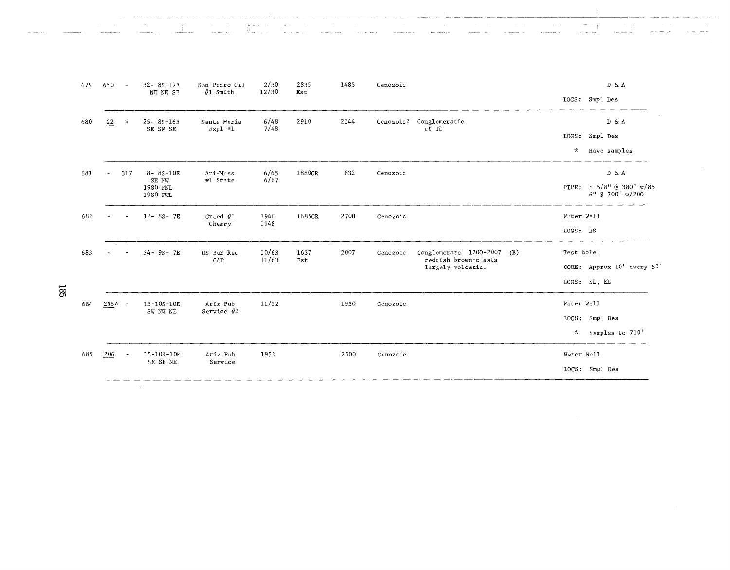| | | | | | | | | | | |
|---|---|---|---|---|---|---|---|---|---|---|
| 679 | 650 | - | 32- 8S-17E<br>NE NE SE | San Pedro Oil<br>#1 Smith | 2/30<br>12/30 | 2835<br>Est | 1485 | Cenozoic | | D & A<br>LOGS: Smpl Des |
| 680 | 22 | * | 25- 8S-16E<br>SE SW SE | Santa Maria<br>Expl #1 | 6/48<br>7/48 | 2910 | 2144 | Cenozoic? | Conglomeratic at TD | D & A<br>LOGS: Smpl Des<br>* Have samples |
| 681 | - | 317 | 8- 8S-10E<br>SE NW<br>1980 FNL<br>1980 FWL | Ari-Mass<br>#1 State | 6/65<br>6/67 | 1880GR | 832 | Cenozoic | | D & A<br>PIPE: 8 5/8" @ 380' w/85<br>6" @ 700' w/200 |
| 682 | - | - | 12- 8S- 7E | Creed #1<br>Cherry | 1946<br>1948 | 1685GR | 2700 | Cenozoic | | Water Well<br>LOGS: ES |
| 683 | - | - | 34- 9S- 7E | US Bur Rec<br>CAP | 10/63<br>11/63 | 1637<br>Est | 2007 | Cenozoic | Conglomerate 1200-2007 (B)<br>reddish brown-clasts<br>largely volcanic. | Test hole<br>CORE: Approx 10' every 50'<br>LOGS: SL, EL |
| 684 | 256* | - | 15-10S-10E<br>SW NW NE | Ariz Pub<br>Service #2 | 11/52 | | 1950 | Cenozoic | | Water Well<br>LOGS: Smpl Des<br>* Samples to 710' |
| 685 | 206 | - | 15-10S-10E<br>SE SE NE | Ariz Pub<br>Service | 1953 | | 2500 | Cenozoic | | Water Well<br>LOGS: Smpl Des |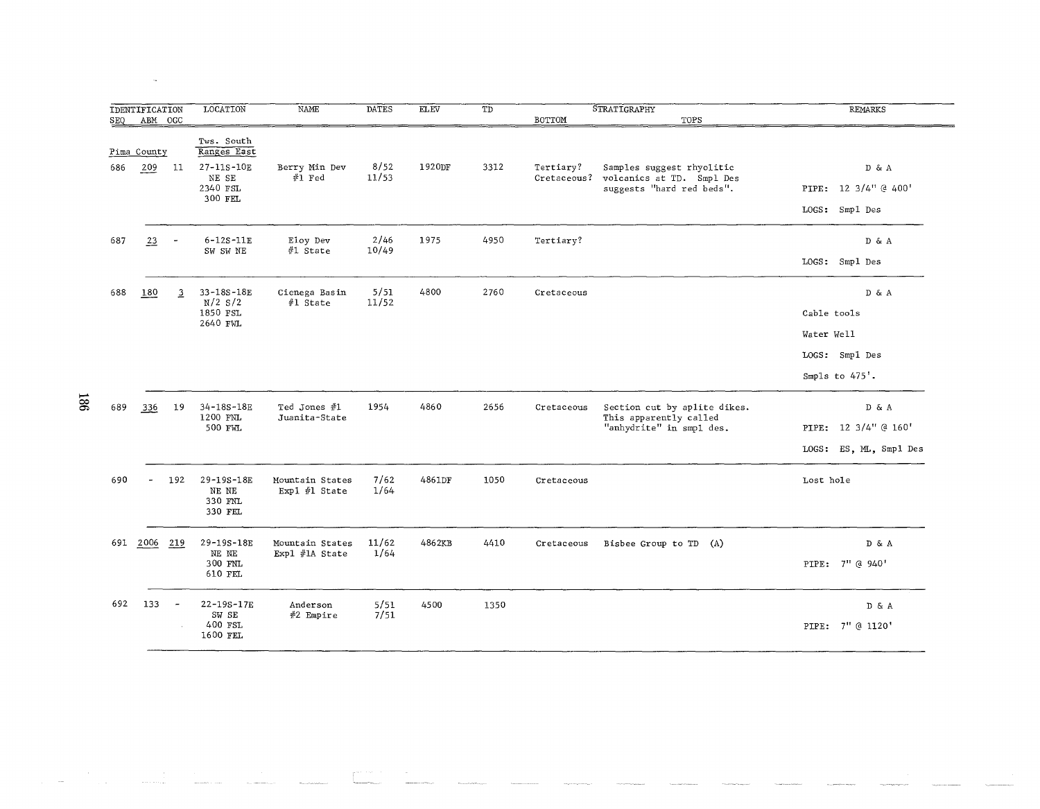| IDENTIFICATION SEQ | ABM | OGC | LOCATION | NAME | DATES | ELEV | TD | STRATIGRAPHY BOTTOM | TOPS | REMARKS |
|---|---|---|---|---|---|---|---|---|---|---|
| Pima County | | | Tws. South Ranges East | | | | | | | |
| 686 | 209 | 11 | 27-11S-10E NE SE 2340 FSL 300 FEL | Berry Mtn Dev #1 Fed | 8/52 11/53 | 1920DF | 3312 | Tertiary? Cretaceous? | Samples suggest rhyolitic volcanics at TD. Smpl Des suggests "hard red beds". | D & A PIPE: 12 3/4" @ 400' LOGS: Smpl Des |
| 687 | 23 | - | 6-12S-11E SW SW NE | Eloy Dev #1 State | 2/46 10/49 | 1975 | 4950 | Tertiary? | | D & A LOGS: Smpl Des |
| 688 | 180 | 3 | 33-18S-18E N/2 S/2 1850 FSL 2640 FWL | Cienega Basin #1 State | 5/51 11/52 | 4800 | 2760 | Cretaceous | | D & A Cable tools Water Well LOGS: Smpl Des Smpls to 475'. |
| 689 | 336 | 19 | 34-18S-18E 1200 FNL 500 FWL | Ted Jones #1 Juanita-State | 1954 | 4860 | 2656 | Cretaceous | Section cut by aplite dikes. This apparently called "anhydrite" in smpl des. | D & A PIPE: 12 3/4" @ 160' LOGS: ES, ML, Smpl Des |
| 690 | - | 192 | 29-19S-18E NE NE 330 FNL 330 FEL | Mountain States Expl #1 State | 7/62 1/64 | 4861DF | 1050 | Cretaceous | | Lost hole |
| 691 | 2006 | 219 | 29-19S-18E NE NE 300 FNL 610 FEL | Mountain States Expl #1A State | 11/62 1/64 | 4862KB | 4410 | Cretaceous | Bisbee Group to TD (A) | D & A PIPE: 7" @ 940' |
| 692 | 133 | - | 22-19S-17E SW SE 400 FSL 1600 FEL | Anderson #2 Empire | 5/51 7/51 | 4500 | 1350 | | | D & A PIPE: 7" @ 1120' |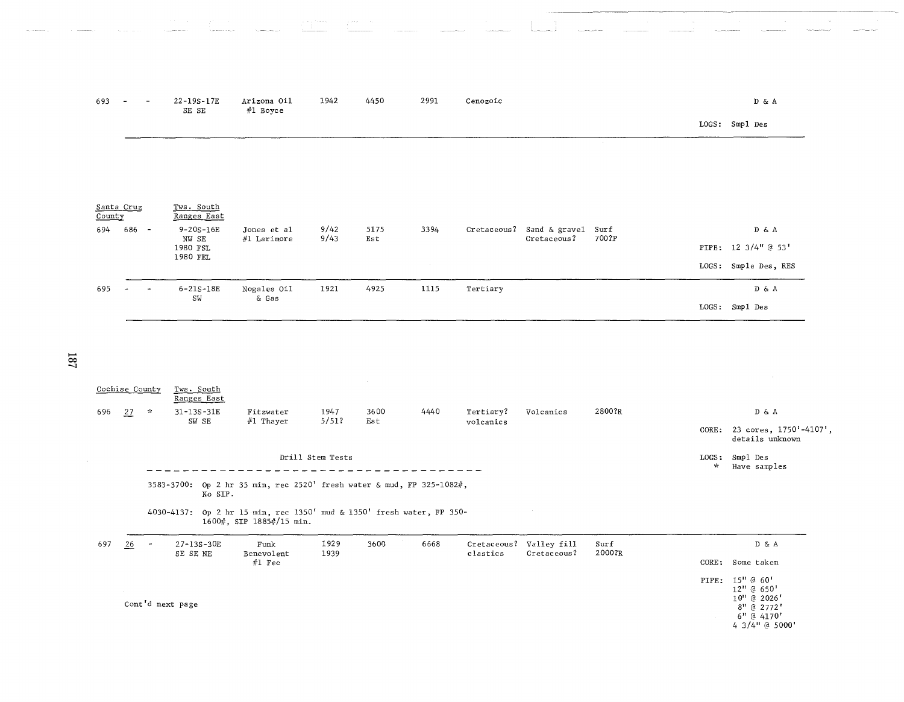| | | | | | | | | | | | | |
|---|---|---|---|---|---|---|---|---|---|---|---|---|
| 693 | - | - | 22-19S-17E SE SE | Arizona Oil #1 Boyce | 1942 | 4450 | 2991 | Cenozoic | | | | D & A |
| | | | | | | | | | | | | LOGS: Smpl Des |

**Santa Cruz County** — Tws. South Ranges East

| | | | | | | | | | | | | |
|---|---|---|---|---|---|---|---|---|---|---|---|---|
| 694 | 686 | - | 9-20S-16E NW SE 1980 FSL 1980 FEL | Jones et al #1 Larimore | 9/42 9/43 | 5175 Est | 3394 | Cretaceous? | Sand & gravel Cretaceous? | Surf 700?P | | D & A |
| | | | | | | | | | | | | PIPE: 12 3/4" @ 53' |
| | | | | | | | | | | | | LOGS: Smple Des, RES |
| 695 | - | - | 6-21S-18E SW | Nogales Oil & Gas | 1921 | 4925 | 1115 | Tertiary | | | | D & A |
| | | | | | | | | | | | | LOGS: Smpl Des |

**Cochise County** — Tws. South Ranges East

| | | | | | | | | | | | | |
|---|---|---|---|---|---|---|---|---|---|---|---|---|
| 696 | 27 | * | 31-13S-31E SW SE | Fitzwater #1 Thayer | 1947 5/51? | 3600 Est | 4440 | Tertiary? volcanics | Volcanics | 2800?R | | D & A |
| | | | | | | | | | | | | CORE: 23 cores, 1750'-4107', details unknown |
| | | | | | | | | | | | | LOGS: Smpl Des |
| | | | | | | | | | | | | * Have samples |

Drill Stem Tests

3583-3700: Op 2 hr 35 min, rec 2520' fresh water & mud, FP 325-1082#, No SIP.

4030-4137: Op 2 hr 15 min, rec 1350' mud & 1350' fresh water, FP 350-1600#, SIP 1885#/15 min.

| | | | | | | | | | | | | |
|---|---|---|---|---|---|---|---|---|---|---|---|---|
| 697 | 26 | - | 27-13S-30E SE SE NE | Funk Benevolent #1 Fee | 1929 1939 | 3600 | 6668 | Cretaceous? clastics | Valley fill Cretaceous? | Surf 2000?R | | D & A |
| | | | | | | | | | | | | CORE: Some taken |
| | | | | | | | | | | | | PIPE: 15" @ 60', 12" @ 650', 10" @ 2026', 8" @ 2772', 6" @ 4170', 4 3/4" @ 5000' |

Cont'd next page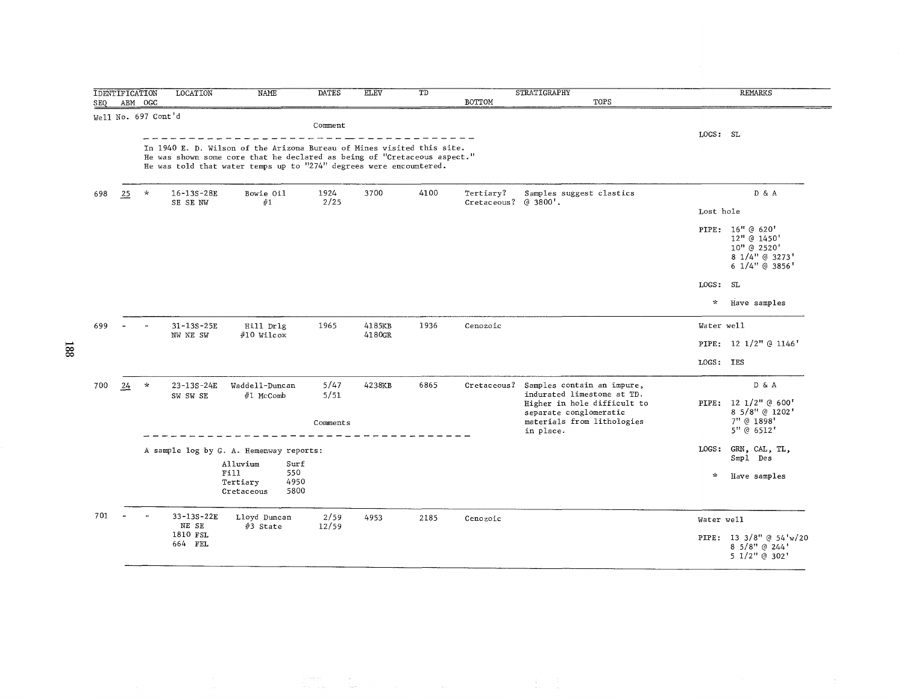| IDENTIFICATION SEQ | ABM | OGC | LOCATION | NAME | DATES | ELEV | TD | STRATIGRAPHY BOTTOM | TOPS | REMARKS |
|---|---|---|---|---|---|---|---|---|---|---|
| Well No. 697 Cont'd | | | | | | | | | | |
| | | | | | Comment | | | | | LOGS: SL |
| | | | In 1940 E. D. Wilson of the Arizona Bureau of Mines visited this site. He was shown some core that he declared as being of "Cretaceous aspect." He was told that water temps up to "274" degrees were encountered. | | | | | | | |
| 698 | 25 | * | 16-13S-28E SE SE NW | Bowie Oil #1 | 1924 2/25 | 3700 | 4100 | Tertiary? Cretaceous? | Samples suggest clastics @ 3800'. | D & A<br>Lost hole<br>PIPE: 16" @ 620'<br>12" @ 1450'<br>10" @ 2520'<br>8 1/4" @ 3273'<br>6 1/4" @ 3856'<br>LOGS: SL<br>* Have samples |
| 699 | - | - | 31-13S-25E NW NE SW | Hill Drlg #10 Wilcox | 1965 | 4185KB 4180GR | 1936 | Cenozoic | | Water well<br>PIPE: 12 1/2" @ 1146'<br>LOGS: IES |
| 700 | 24 | * | 23-13S-24E SW SW SE | Waddell-Duncan #1 McComb | 5/47 5/51 | 4238KB | 6865 | Cretaceous? | Samples contain an impure, indurated limestone at TD. Higher in hole difficult to separate conglomeratic materials from lithologies in place. | D & A<br>PIPE: 12 1/2" @ 600'<br>8 5/8" @ 1202'<br>7" @ 1898'<br>5" @ 6512'<br>LOGS: GRN, CAL, TL, Smpl Des<br>* Have samples |
| | | | | | Comments | | | | | |
| | | | A sample log by G. A. Hemenway reports:<br>Alluvium Surf<br>Fill 550<br>Tertiary 4950<br>Cretaceous 5800 | | | | | | | |
| 701 | - | - | 33-13S-22E NE SE 1810 FSL 664 FEL | Lloyd Duncan #3 State | 2/59 12/59 | 4953 | 2185 | Cenozoic | | Water well<br>PIPE: 13 3/8" @ 54'w/20<br>8 5/8" @ 244'<br>5 1/2" @ 302' |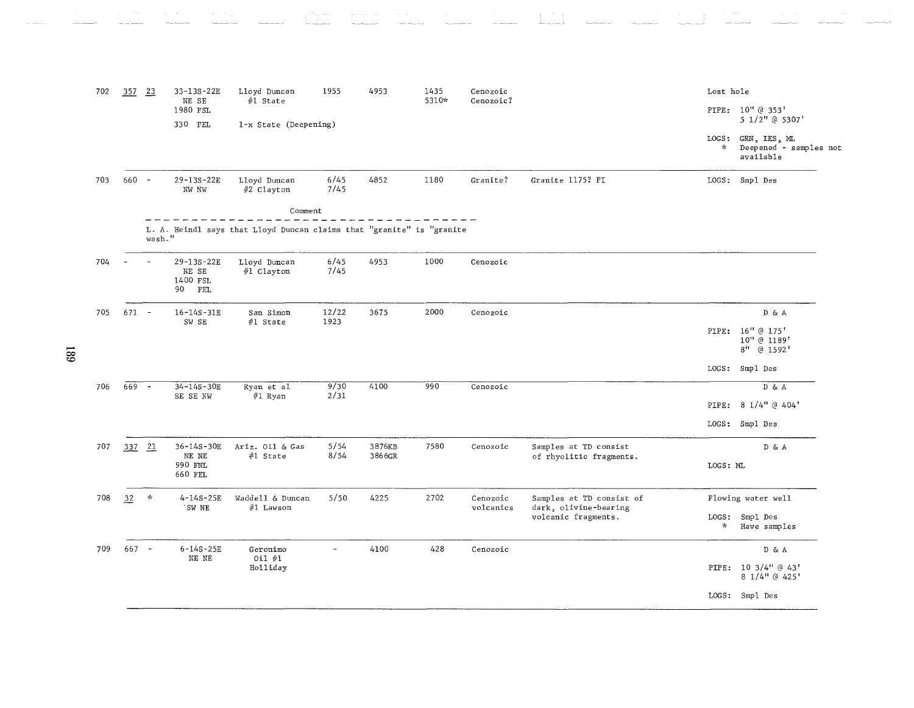| No. | | | Location | Operator / Well | Dates | Elevation | Total Depth | Formation at TD | Remarks | Pipe / Logs |
|---|---|---|---|---|---|---|---|---|---|---|
| 702 | 357 | 23 | 33-13S-22E NE SE 1980 FSL 330 FEL | Lloyd Duncan #1 State 1-x State (Deepening) | 1955 | 4953 | 1435 5310* | Cenozoic Cenozoic? | | Lost hole PIPE: 10" @ 353' 5 1/2" @ 5307' LOGS: GRN, IES, ML * Deepened - samples not available |
| 703 | 660 | - | 29-13S-22E NW NW | Lloyd Duncan #2 Clayton | 6/45 7/45 | 4852 | 1180 | Granite? | Granite 1175? PI | LOGS: Smpl Des |
| | | | Comment: L. A. Heindl says that Lloyd Duncan claims that "granite" is "granite wash." | | | | | | | |
| 704 | - | - | 29-13S-22E NE SE 1400 FSL 90 FEL | Lloyd Duncan #1 Clayton | 6/45 7/45 | 4953 | 1000 | Cenozoic | | |
| 705 | 671 | - | 16-14S-31E SW SE | San Simon #1 State | 12/22 1923 | 3675 | 2000 | Cenozoic | | D & A PIPE: 16" @ 175' 10" @ 1189' 8" @ 1592' LOGS: Smpl Des |
| 706 | 669 | - | 34-14S-30E SE SE NW | Ryan et al #1 Ryan | 9/30 2/31 | 4100 | 990 | Cenozoic | | D & A PIPE: 8 1/4" @ 404' LOGS: Smpl Des |
| 707 | 337 | 21 | 36-14S-30E NE NE 990 FNL 660 FEL | Ariz. Oil & Gas #1 State | 5/54 8/54 | 3876KB 3866GR | 7580 | Cenozoic | Samples at TD consist of rhyolitic fragments. | D & A LOGS: ML |
| 708 | 32 | * | 4-14S-25E SW NE | Waddell & Duncan #1 Lawson | 5/50 | 4225 | 2702 | Cenozoic volcanics | Samples at TD consist of dark, olivine-bearing volcanic fragments. | Flowing water well LOGS: Smpl Des * Have samples |
| 709 | 667 | - | 6-14S-25E NE NE | Geronimo Oil #1 Holliday | - | 4100 | 428 | Cenozoic | | D & A PIPE: 10 3/4" @ 43' 8 1/4" @ 425' LOGS: Smpl Des |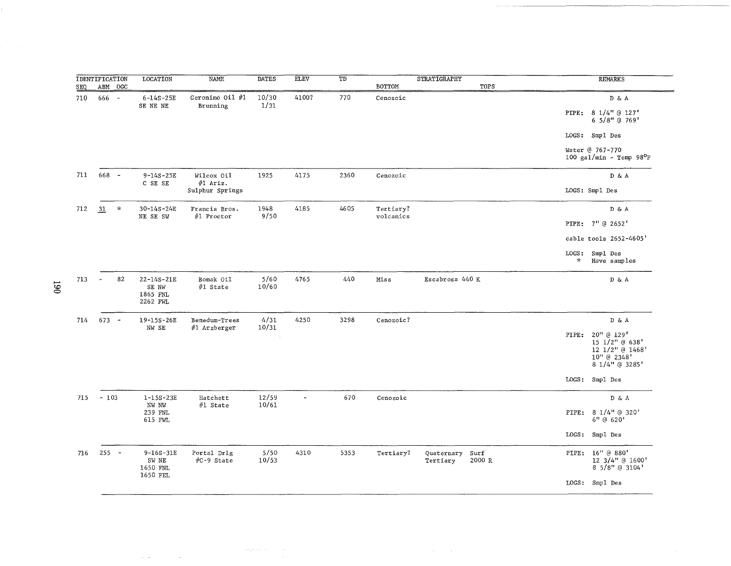| IDENTIFICATION | | | LOCATION | NAME | DATES | ELEV | TD | STRATIGRAPHY | | REMARKS |
|---|---|---|---|---|---|---|---|---|---|---|
| SEQ | ABM | OGC | | | | | | BOTTOM | TOPS | |
| 710 | 666 | - | 6-14S-25E SE NE NE | Geronimo Oil #1 Brunning | 10/30 1/31 | 4100? | 770 | Cenozoic | | D & A<br>PIPE: 8 1/4" @ 127'<br>6 5/8" @ 769'<br>LOGS: Smpl Des<br>Water @ 767-770<br>100 gal/min - Temp 98°F |
| 711 | 668 | - | 9-14S-25E C SE SE | Wilcox Oil #1 Ariz. Sulphur Springs | 1925 | 4175 | 2360 | Cenozoic | | D & A<br>LOGS: Smpl Des |
| 712 | 31 | * | 30-14S-24E NE SE SW | Francis Bros. #1 Proctor | 1948 9/50 | 4185 | 4605 | Tertiary? volcanics | | D & A<br>PIPE: 7" @ 2652'<br>cable tools 2652-4605'<br>LOGS: Smpl Des<br>* Have samples |
| 713 | - | 82 | 22-14S-21E SE NW 1865 FNL 2262 FWL | Bomak Oil #1 State | 5/60 10/60 | 4765 | 440 | Miss | Escabrosa 440 K | D & A |
| 714 | 673 | - | 19-15S-26E NW SE | Benedum-Trees #1 Arzberger | 4/31 10/31 | 4250 | 3298 | Cenozoic? | | D & A<br>PIPE: 20" @ 129'<br>15 1/2" @ 638'<br>12 1/2" @ 1468'<br>10" @ 2348'<br>8 1/4" @ 3285'<br>LOGS: Smpl Des |
| 715 | - | 103 | 1-15S-23E NW NW 239 FNL 615 FWL | Hatchett #1 State | 12/59 10/61 | - | 670 | Cenozoic | | D & A<br>PIPE: 8 1/4" @ 320'<br>6" @ 620'<br>LOGS: Smpl Des |
| 716 | 255 | - | 9-16S-31E SW NE 1650 FNL 1650 FEL | Portal Drlg #C-9 State | 5/50 10/53 | 4310 | 5353 | Tertiary? | Quaternary Surf<br>Tertiary 2000 R | PIPE: 16" @ 880'<br>12 3/4" @ 1600'<br>8 5/8" @ 3104'<br>LOGS: Smpl Des |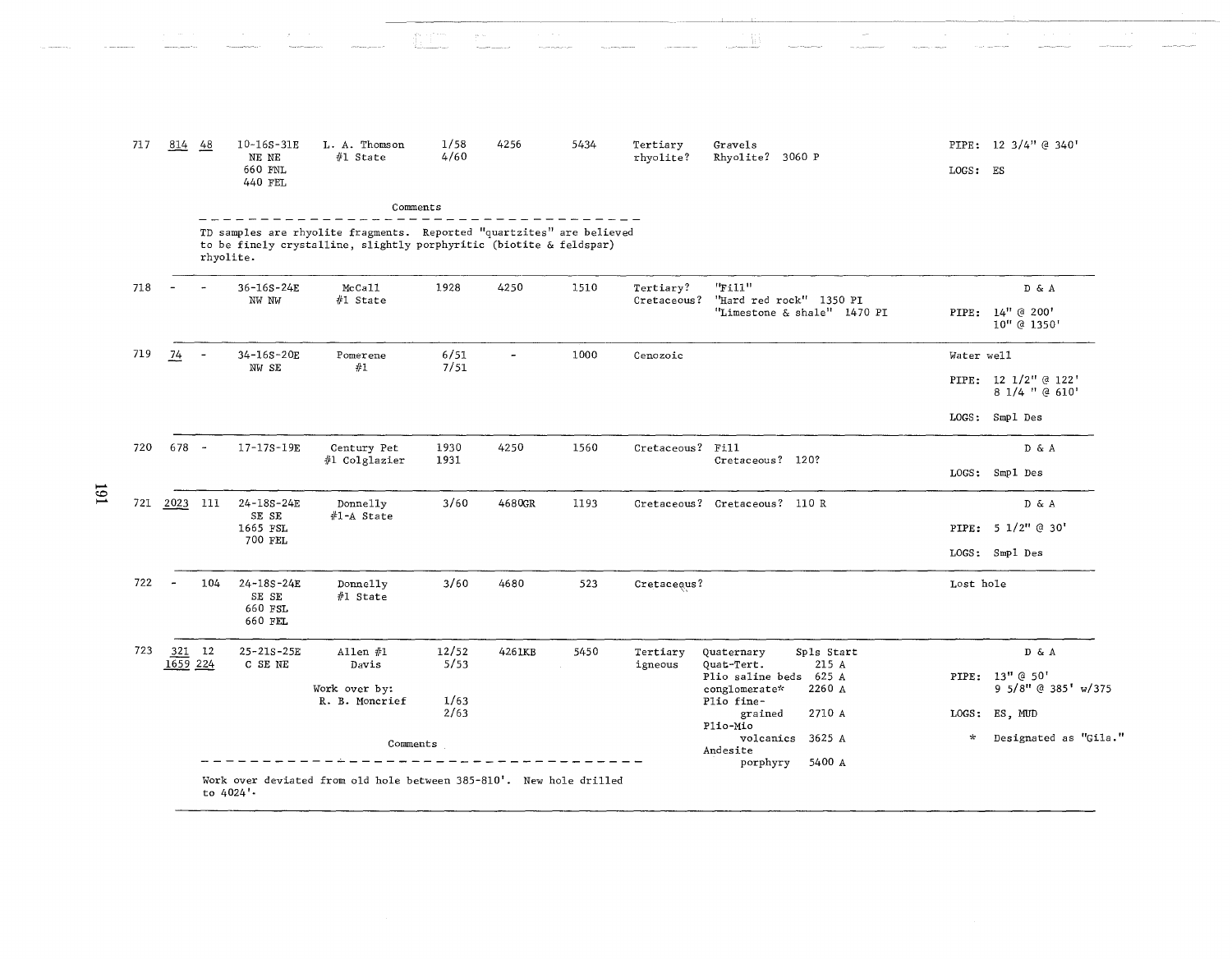| No. | | | Location | Operator / Well | Dates | Elev. | TD | Formation at TD | Tops | Remarks |
|---|---|---|---|---|---|---|---|---|---|---|
| 717 | 814 | 48 | 10-16S-31E NE NE 660 FNL 440 FEL | L. A. Thomson #1 State | 1/58 4/60 | 4256 | 5434 | Tertiary rhyolite? | Gravels; Rhyolite? 3060 P | PIPE: 12 3/4" @ 340'; LOGS: ES |

Comments

TD samples are rhyolite fragments. Reported "quartzites" are believed to be finely crystalline, slightly porphyritic (biotite & feldspar) rhyolite.

| No. | | | Location | Operator / Well | Dates | Elev. | TD | Formation at TD | Tops | Remarks |
|---|---|---|---|---|---|---|---|---|---|---|
| 718 | - | - | 36-16S-24E NW NW | McCall #1 State | 1928 | 4250 | 1510 | Tertiary? Cretaceous? | "Fill"; "Hard red rock" 1350 PI; "Limestone & shale" 1470 PI | D & A; PIPE: 14" @ 200', 10" @ 1350' |
| 719 | 74 | - | 34-16S-20E NW SE | Pomerene #1 | 6/51 7/51 | - | 1000 | Cenozoic | | Water well; PIPE: 12 1/2" @ 122', 8 1/4 " @ 610'; LOGS: Smpl Des |
| 720 | 678 | - | 17-17S-19E | Century Pet #1 Colglazier | 1930 1931 | 4250 | 1560 | Cretaceous? | Fill; Cretaceous? 120? | D & A; LOGS: Smpl Des |
| 721 | 2023 | 111 | 24-18S-24E SE SE 1665 FSL 700 FEL | Donnelly #1-A State | 3/60 | 4680GR | 1193 | Cretaceous? | Cretaceous? 110 R | D & A; PIPE: 5 1/2" @ 30'; LOGS: Smpl Des |
| 722 | - | 104 | 24-18S-24E SE SE 660 FSL 660 FEL | Donnelly #1 State | 3/60 | 4680 | 523 | Cretaceous? | | Lost hole |
| 723 | 321 / 1659 | 12 / 224 | 25-21S-25E C SE NE | Allen #1 Davis; Work over by: R. B. Moncrief | 12/52 5/53; 1/63 2/63 | 4261KB | 5450 | Tertiary igneous | Quaternary Spls Start; Quat-Tert. 215 A; Plio saline beds 625 A; conglomerate* 2260 A; Plio fine-grained 2710 A; Plio-Mio volcanics 3625 A; Andesite porphyry 5400 A | D & A; PIPE: 13" @ 50', 9 5/8" @ 385' w/375; LOGS: ES, MUD; * Designated as "Gila." |

Comments

Work over deviated from old hole between 385-810'. New hole drilled to 4024'.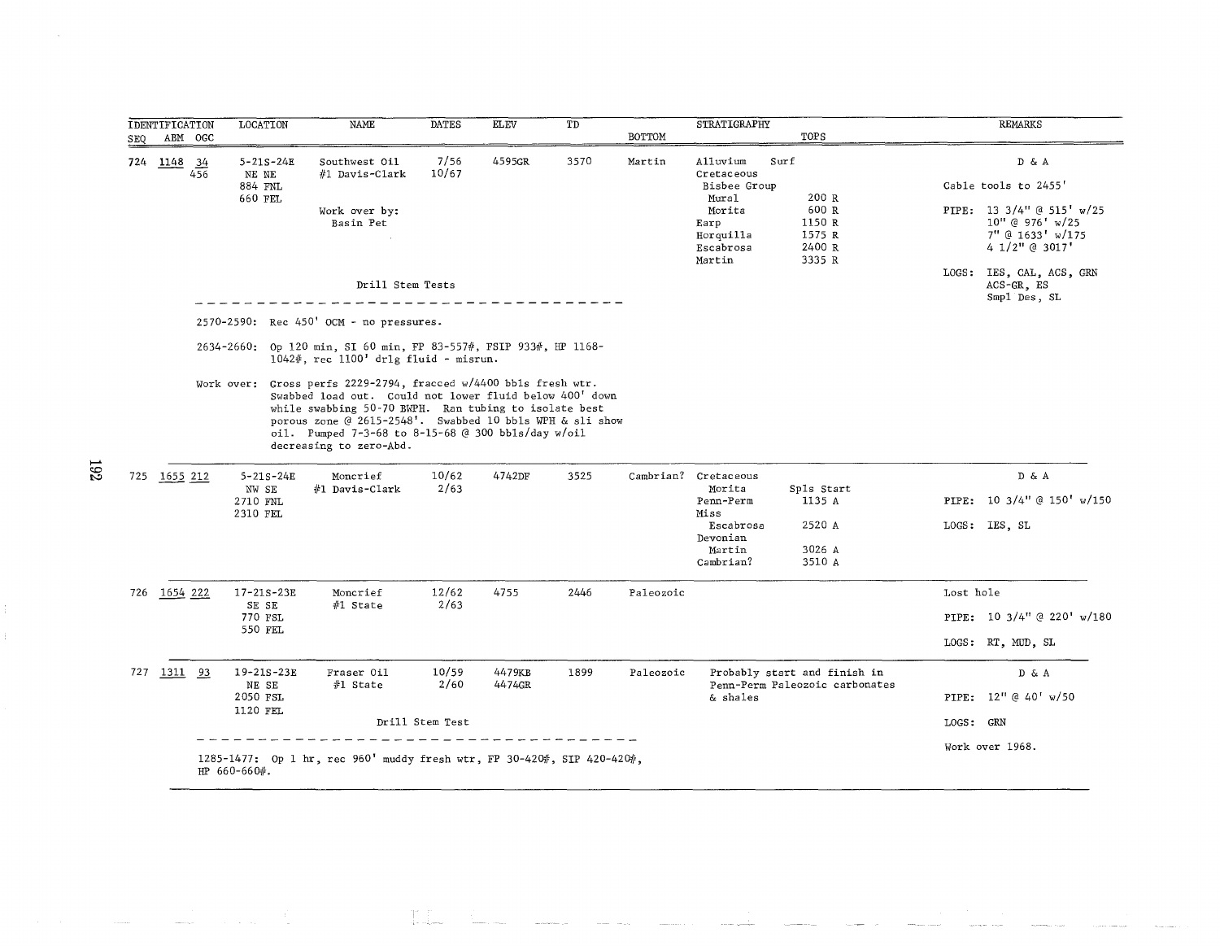| IDENTIFICATION SEQ | ABM | OGC | LOCATION | NAME | DATES | ELEV | TD | BOTTOM | STRATIGRAPHY | TOPS | REMARKS |
|---|---|---|---|---|---|---|---|---|---|---|---|
| 724 | 1148 | 34 456 | 5-21S-24E NE NE 884 FNL 660 FEL | Southwest Oil #1 Davis-Clark<br>Work over by: Basin Pet | 7/56 10/67 | 4595GR | 3570 | Martin | Alluvium<br>Cretaceous<br>Bisbee Group<br>Mural<br>Morita<br>Earp<br>Horquilla<br>Escabrosa<br>Martin | Surf<br><br><br>200 R<br>600 R<br>1150 R<br>1575 R<br>2400 R<br>3335 R | D & A<br>Cable tools to 2455'<br>PIPE: 13 3/4" @ 515' w/25<br>10" @ 976' w/25<br>7" @ 1633' w/175<br>4 1/2" @ 3017'<br>LOGS: IES, CAL, ACS, GRN<br>ACS-GR, ES<br>Smpl Des, SL |

Drill Stem Tests

2570-2590: Rec 450' OCM - no pressures.

2634-2660: Op 120 min, SI 60 min, FP 83-557#, FSIP 933#, HP 1168-1042#, rec 1100' drlg fluid - misrun.

Work over: Gross perfs 2229-2794, fracced w/4400 bbls fresh wtr. Swabbed load out. Could not lower fluid below 400' down while swabbing 50-70 BWPH. Ran tubing to isolate best porous zone @ 2615-2548'. Swabbed 10 bbls WPH & sli show oil. Pumped 7-3-68 to 8-15-68 @ 300 bbls/day w/oil decreasing to zero-Abd.

| IDENTIFICATION SEQ | ABM | OGC | LOCATION | NAME | DATES | ELEV | TD | BOTTOM | STRATIGRAPHY | TOPS | REMARKS |
|---|---|---|---|---|---|---|---|---|---|---|---|
| 725 | 1655 | 212 | 5-21S-24E NW SE 2710 FNL 2310 FEL | Moncrief #1 Davis-Clark | 10/62 2/63 | 4742DF | 3525 | Cambrian? | Cretaceous<br>Morita<br>Penn-Perm<br>Miss<br>Escabrosa<br>Devonian<br>Martin<br>Cambrian? | <br>Spls Start<br>1135 A<br><br>2520 A<br><br>3026 A<br>3510 A | D & A<br>PIPE: 10 3/4" @ 150' w/150<br>LOGS: IES, SL |
| 726 | 1654 | 222 | 17-21S-23E SE SE 770 FSL 550 FEL | Moncrief #1 State | 12/62 2/63 | 4755 | 2446 | Paleozoic | | | Lost hole<br>PIPE: 10 3/4" @ 220' w/180<br>LOGS: RT, MUD, SL |
| 727 | 1311 | 93 | 19-21S-23E NE SE 2050 FSL 1120 FEL | Fraser Oil #1 State | 10/59 2/60 | 4479KB 4474GR | 1899 | Paleozoic | Probably start and finish in Penn-Perm Paleozoic carbonates & shales | | D & A<br>PIPE: 12" @ 40' w/50<br>LOGS: GRN<br>Work over 1968. |

Drill Stem Test

1285-1477: Op 1 hr, rec 960' muddy fresh wtr, FP 30-420#, SIP 420-420#, HP 660-660#.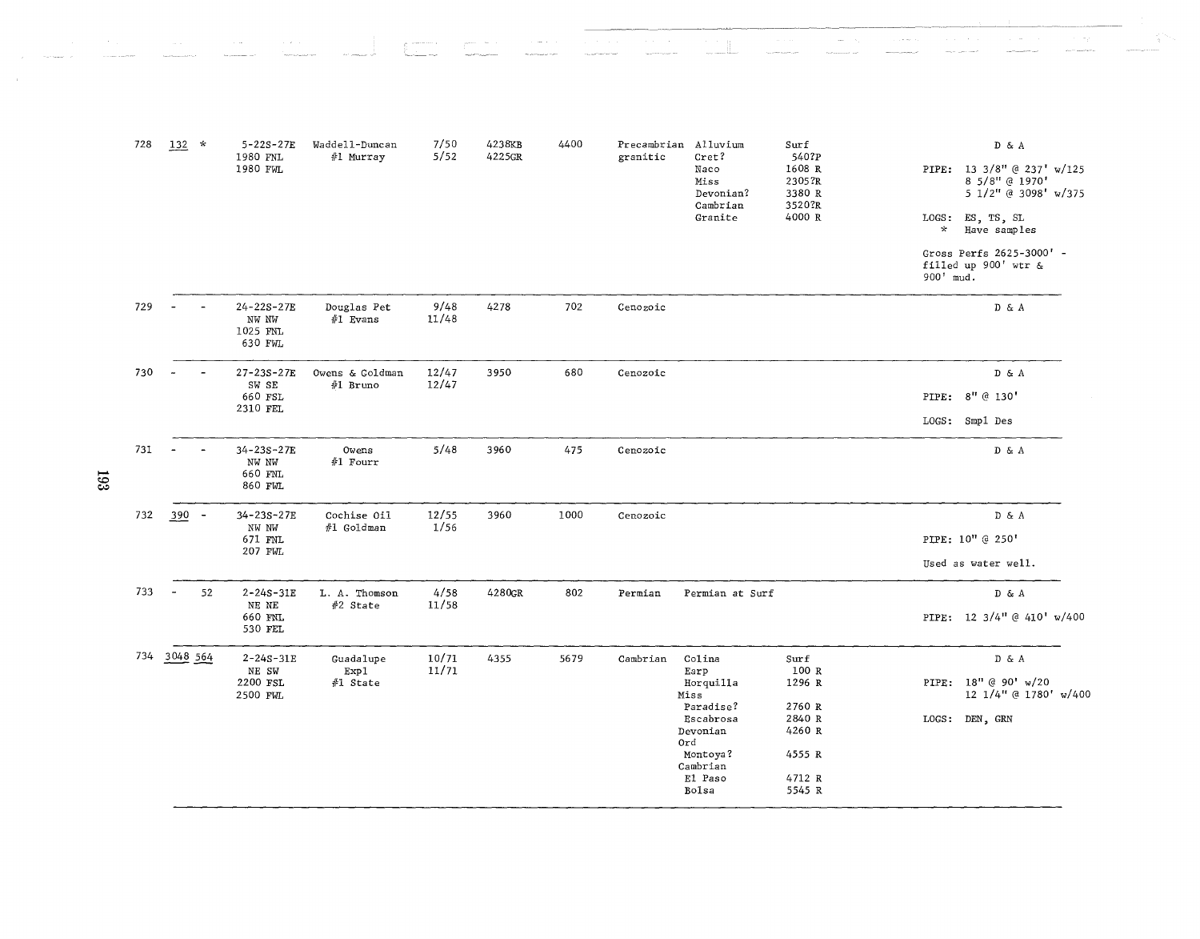| No. | | | Location | Operator / Well | Dates | Elevation | Total Depth | Bottom Formation | Formation Tops | Depth | Remarks |
|---|---|---|---|---|---|---|---|---|---|---|---|
| 728 | 132 | * | 5-22S-27E<br>1980 FNL<br>1980 FWL | Waddell-Duncan<br>#1 Murray | 7/50<br>5/52 | 4238KB<br>4225GR | 4400 | Precambrian granitic | Alluvium<br>Cret?<br>Naco<br>Miss<br>Devonian?<br>Cambrian<br>Granite | Surf<br>540?P<br>1608 R<br>2305?R<br>3380 R<br>3520?R<br>4000 R | D & A<br>PIPE: 13 3/8" @ 237' w/125<br>8 5/8" @ 1970'<br>5 1/2" @ 3098' w/375<br>LOGS: ES, TS, SL<br>* Have samples<br>Gross Perfs 2625-3000' - filled up 900' wtr & 900' mud. |
| 729 | - | - | 24-22S-27E<br>NW NW<br>1025 FNL<br>630 FWL | Douglas Pet<br>#1 Evans | 9/48<br>11/48 | 4278 | 702 | Cenozoic | | | D & A |
| 730 | - | - | 27-23S-27E<br>SW SE<br>660 FSL<br>2310 FEL | Owens & Goldman<br>#1 Bruno | 12/47<br>12/47 | 3950 | 680 | Cenozoic | | | D & A<br>PIPE: 8" @ 130'<br>LOGS: Smpl Des |
| 731 | - | - | 34-23S-27E<br>NW NW<br>660 FNL<br>860 FWL | Owens<br>#1 Fourr | 5/48 | 3960 | 475 | Cenozoic | | | D & A |
| 732 | 390 | - | 34-23S-27E<br>NW NW<br>671 FNL<br>207 FWL | Cochise Oil<br>#1 Goldman | 12/55<br>1/56 | 3960 | 1000 | Cenozoic | | | D & A<br>PIPE: 10" @ 250'<br>Used as water well. |
| 733 | - | 52 | 2-24S-31E<br>NE NE<br>660 FNL<br>530 FEL | L. A. Thomson<br>#2 State | 4/58<br>11/58 | 4280GR | 802 | Permian | Permian at Surf | | D & A<br>PIPE: 12 3/4" @ 410' w/400 |
| 734 | 3048 | 564 | 2-24S-31E<br>NE SW<br>2200 FSL<br>2500 FWL | Guadalupe Expl<br>#1 State | 10/71<br>11/71 | 4355 | 5679 | Cambrian | Colina<br>Earp<br>Horquilla<br>Miss<br>Paradise?<br>Escabrosa<br>Devonian<br>Ord<br>Montoya?<br>Cambrian<br>El Paso<br>Bolsa | Surf<br>100 R<br>1296 R<br><br>2760 R<br>2840 R<br>4260 R<br><br>4555 R<br><br>4712 R<br>5545 R | D & A<br>PIPE: 18" @ 90' w/20<br>12 1/4" @ 1780' w/400<br>LOGS: DEN, GRN |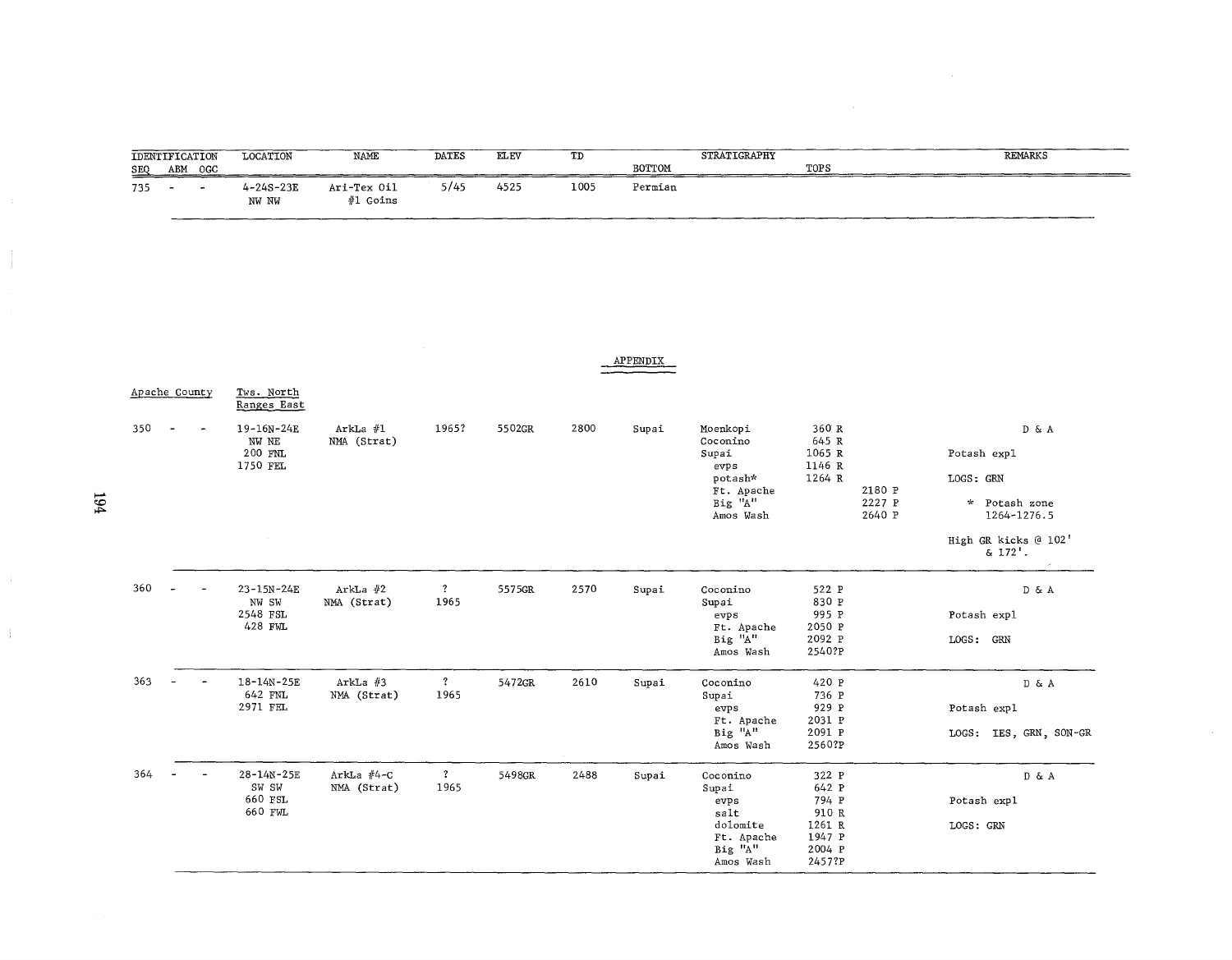| IDENTIFICATION SEQ | ABM | OGC | LOCATION | NAME | DATES | ELEV | TD | BOTTOM | STRATIGRAPHY | TOPS | | REMARKS |
|---|---|---|---|---|---|---|---|---|---|---|---|---|
| 735 | - | - | 4-24S-23E NW NW | Ari-Tex Oil #1 Goins | 5/45 | 4525 | 1005 | Permian | | | | |

APPENDIX

| Apache County | | | Tws. North Ranges East | | | | | | | | | |
|---|---|---|---|---|---|---|---|---|---|---|---|---|
| 350 | - | - | 19-16N-24E NW NE 200 FNL 1750 FEL | ArkLa #1 NMA (Strat) | 1965? | 5502GR | 2800 | Supai | Moenkopi<br>Coconino<br>Supai<br>evps<br>potash*<br>Ft. Apache<br>Big "A"<br>Amos Wash | 360 R<br>645 R<br>1065 R<br>1146 R<br>1264 R | 2180 P<br>2227 P<br>2640 P | D & A<br>Potash expl<br>LOGS: GRN<br>* Potash zone 1264-1276.5<br>High GR kicks @ 102' & 172'. |
| 360 | - | - | 23-15N-24E NW SW 2548 FSL 428 FWL | ArkLa #2 NMA (Strat) | ? 1965 | 5575GR | 2570 | Supai | Coconino<br>Supai<br>evps<br>Ft. Apache<br>Big "A"<br>Amos Wash | 522 P<br>830 P<br>995 P<br>2050 P<br>2092 P<br>2540?P | | D & A<br>Potash expl<br>LOGS: GRN |
| 363 | - | - | 18-14N-25E 642 FNL 2971 FEL | ArkLa #3 NMA (Strat) | ? 1965 | 5472GR | 2610 | Supai | Coconino<br>Supai<br>evps<br>Ft. Apache<br>Big "A"<br>Amos Wash | 420 P<br>736 P<br>929 P<br>2031 P<br>2091 P<br>2560?P | | D & A<br>Potash expl<br>LOGS: IES, GRN, SON-GR |
| 364 | - | - | 28-14N-25E SW SW 660 FSL 660 FWL | ArkLa #4-C NMA (Strat) | ? 1965 | 5498GR | 2488 | Supai | Coconino<br>Supai<br>evps<br>salt<br>dolomite<br>Ft. Apache<br>Big "A"<br>Amos Wash | 322 P<br>642 P<br>794 P<br>910 R<br>1261 R<br>1947 P<br>2004 P<br>2457?P | | D & A<br>Potash expl<br>LOGS: GRN |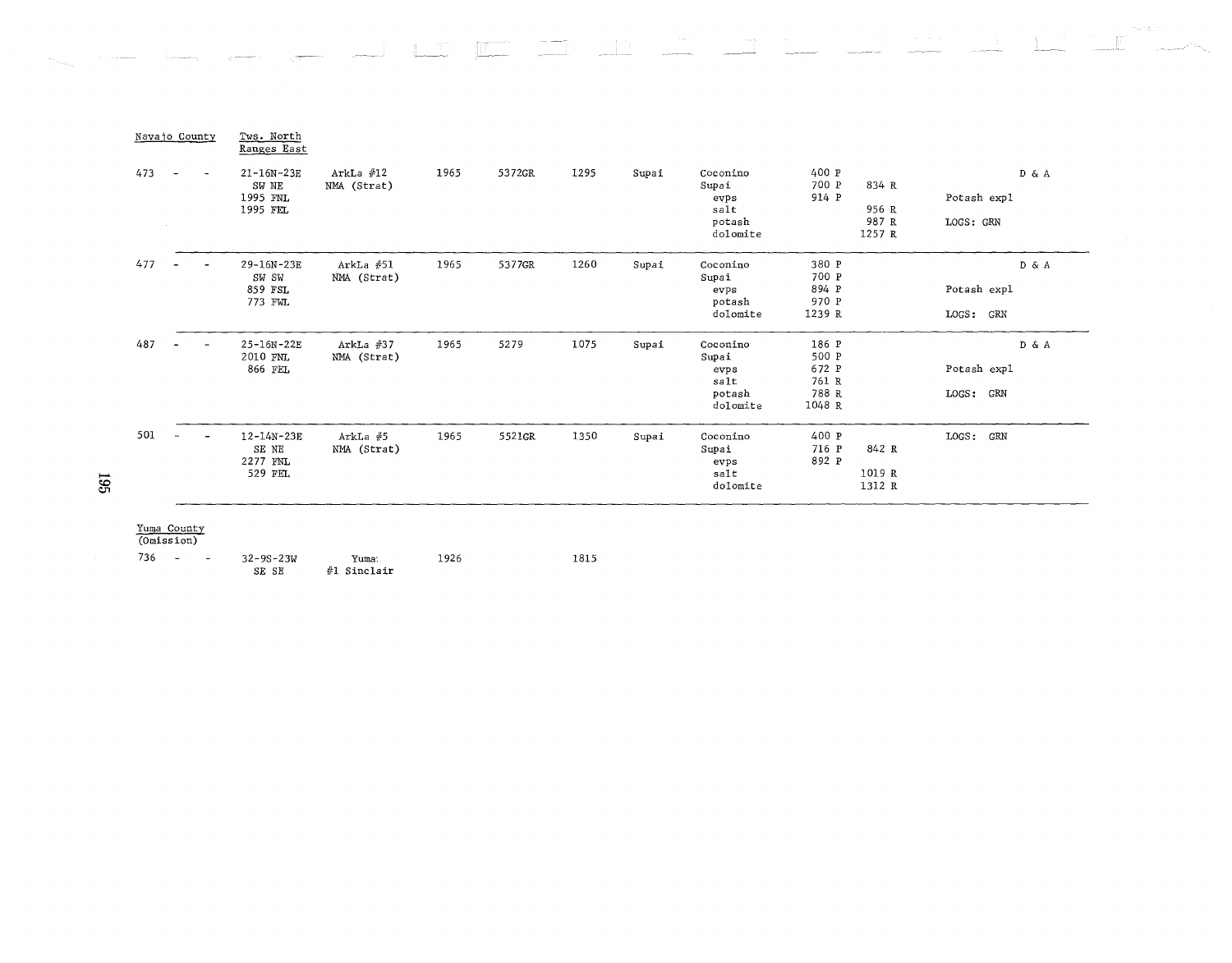Navajo County &nbsp;&nbsp;&nbsp; Tws. North Ranges East

| No. | | | Location | Operator / Well | Year | Elevation | Total Depth | Bottom Formation | Formations | Tops | | Remarks | Status |
|---|---|---|---|---|---|---|---|---|---|---|---|---|---|
| 473 | - | - | 21-16N-23E<br>SW NE<br>1995 FNL<br>1995 FEL | ArkLa #12<br>NMA (Strat) | 1965 | 5372GR | 1295 | Supai | Coconino<br>Supai<br>evps<br>salt<br>potash<br>dolomite | 400 P<br>700 P<br>914 P | <br>834 R<br><br>956 R<br>987 R<br>1257 R | Potash expl<br>LOGS: GRN | D & A |
| 477 | - | - | 29-16N-23E<br>SW SW<br>859 FSL<br>773 FWL | ArkLa #51<br>NMA (Strat) | 1965 | 5377GR | 1260 | Supai | Coconino<br>Supai<br>evps<br>potash<br>dolomite | 380 P<br>700 P<br>894 P<br>970 P<br>1239 R | | Potash expl<br>LOGS: GRN | D & A |
| 487 | - | - | 25-16N-22E<br>2010 FNL<br>866 FEL | ArkLa #37<br>NMA (Strat) | 1965 | 5279 | 1075 | Supai | Coconino<br>Supai<br>evps<br>salt<br>potash<br>dolomite | 186 P<br>500 P<br>672 P<br>761 R<br>788 R<br>1048 R | | Potash expl<br>LOGS: GRN | D & A |
| 501 | - | - | 12-14N-23E<br>SE NE<br>2277 FNL<br>529 FEL | ArkLa #5<br>NMA (Strat) | 1965 | 5521GR | 1350 | Supai | Coconino<br>Supai<br>evps<br>salt<br>dolomite | 400 P<br>716 P<br>892 P | <br>842 R<br><br>1019 R<br>1312 R | LOGS: GRN | |

Yuma County (Omission)

| No. | | | Location | Operator / Well | Year | Elevation | Total Depth |
|---|---|---|---|---|---|---|---|
| 736 | - | - | 32-9S-23W<br>SE SE | Yuma<br>#1 Sinclair | 1926 | | 1815 |